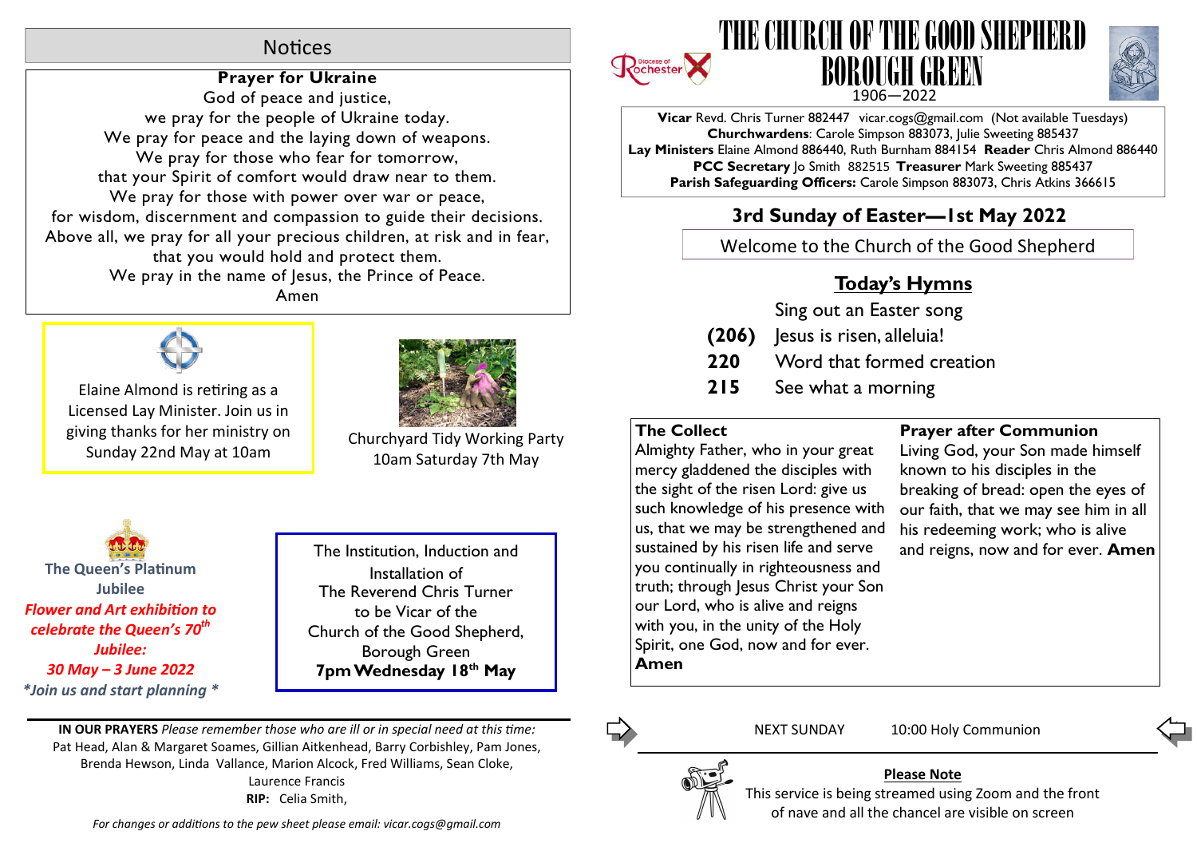## Notices

**Prayer for Ukraine**

God of peace and justice,
we pray for the people of Ukraine today.
We pray for peace and the laying down of weapons.
We pray for those who fear for tomorrow,
that your Spirit of comfort would draw near to them.
We pray for those with power over war or peace,
for wisdom, discernment and compassion to guide their decisions.
Above all, we pray for all your precious children, at risk and in fear,
that you would hold and protect them.
We pray in the name of Jesus, the Prince of Peace.
Amen

Elaine Almond is retiring as a Licensed Lay Minister. Join us in giving thanks for her ministry on Sunday 22nd May at 10am

Churchyard Tidy Working Party
10am Saturday 7th May

**The Queen's Platinum Jubilee**

***Flower and Art exhibition to celebrate the Queen's 70th Jubilee:***

***30 May – 3 June 2022***

***\*Join us and start planning \****

The Institution, Induction and Installation of
The Reverend Chris Turner
to be Vicar of the
Church of the Good Shepherd,
Borough Green
**7pm Wednesday 18th May**

**IN OUR PRAYERS** *Please remember those who are ill or in special need at this time:*
Pat Head, Alan & Margaret Soames, Gillian Aitkenhead, Barry Corbishley, Pam Jones, Brenda Hewson, Linda Vallance, Marion Alcock, Fred Williams, Sean Cloke, Laurence Francis
**RIP:** Celia Smith,

*For changes or additions to the pew sheet please email: vicar.cogs@gmail.com*

# THE CHURCH OF THE GOOD SHEPHERD BOROUGH GREEN

1906—2022

**Vicar** Revd. Chris Turner 882447 vicar.cogs@gmail.com (Not available Tuesdays)
**Churchwardens**: Carole Simpson 883073, Julie Sweeting 885437
**Lay Ministers** Elaine Almond 886440, Ruth Burnham 884154 **Reader** Chris Almond 886440
**PCC Secretary** Jo Smith 882515 **Treasurer** Mark Sweeting 885437
**Parish Safeguarding Officers:** Carole Simpson 883073, Chris Atkins 366615

## 3rd Sunday of Easter—1st May 2022

Welcome to the Church of the Good Shepherd

### Today's Hymns

| | |
|---|---|
| | Sing out an Easter song |
| **(206)** | Jesus is risen, alleluia! |
| **220** | Word that formed creation |
| **215** | See what a morning |

**The Collect**
Almighty Father, who in your great mercy gladdened the disciples with the sight of the risen Lord: give us such knowledge of his presence with us, that we may be strengthened and sustained by his risen life and serve you continually in righteousness and truth; through Jesus Christ your Son our Lord, who is alive and reigns with you, in the unity of the Holy Spirit, one God, now and for ever.
**Amen**

**Prayer after Communion**
Living God, your Son made himself known to his disciples in the breaking of bread: open the eyes of our faith, that we may see him in all his redeeming work; who is alive and reigns, now and for ever. **Amen**

NEXT SUNDAY 10:00 Holy Communion

**Please Note**
This service is being streamed using Zoom and the front of nave and all the chancel are visible on screen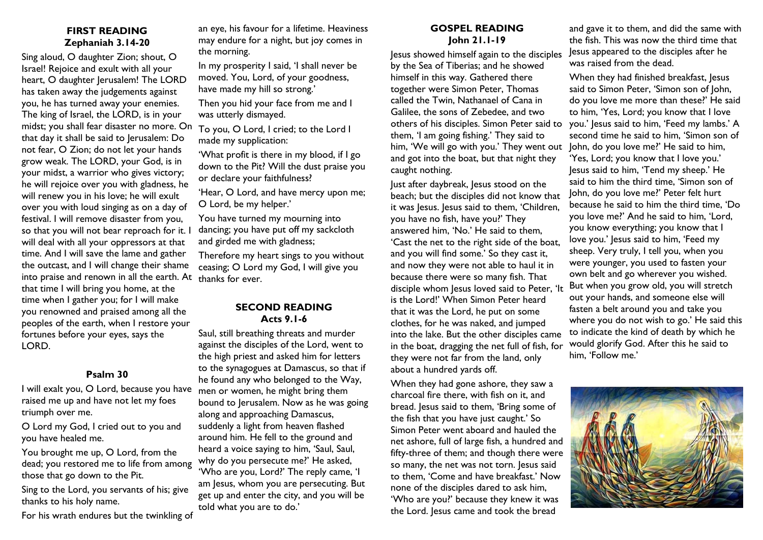## FIRST READING
## Zephaniah 3.14-20

Sing aloud, O daughter Zion; shout, O Israel! Rejoice and exult with all your heart, O daughter Jerusalem! The LORD has taken away the judgements against you, he has turned away your enemies. The king of Israel, the LORD, is in your midst; you shall fear disaster no more. On that day it shall be said to Jerusalem: Do not fear, O Zion; do not let your hands grow weak. The LORD, your God, is in your midst, a warrior who gives victory; he will rejoice over you with gladness, he will renew you in his love; he will exult over you with loud singing as on a day of festival. I will remove disaster from you, so that you will not bear reproach for it. I will deal with all your oppressors at that time. And I will save the lame and gather the outcast, and I will change their shame into praise and renown in all the earth. At that time I will bring you home, at the time when I gather you; for I will make you renowned and praised among all the peoples of the earth, when I restore your fortunes before your eyes, says the LORD.

## Psalm 30

I will exalt you, O Lord, because you have raised me up and have not let my foes triumph over me.

O Lord my God, I cried out to you and you have healed me.

You brought me up, O Lord, from the dead; you restored me to life from among those that go down to the Pit.

Sing to the Lord, you servants of his; give thanks to his holy name.

For his wrath endures but the twinkling of an eye, his favour for a lifetime. Heaviness may endure for a night, but joy comes in the morning.

In my prosperity I said, 'I shall never be moved. You, Lord, of your goodness, have made my hill so strong.'

Then you hid your face from me and I was utterly dismayed.

To you, O Lord, I cried; to the Lord I made my supplication:

'What profit is there in my blood, if I go down to the Pit? Will the dust praise you or declare your faithfulness?

'Hear, O Lord, and have mercy upon me; O Lord, be my helper.'

You have turned my mourning into dancing; you have put off my sackcloth and girded me with gladness;

Therefore my heart sings to you without ceasing; O Lord my God, I will give you thanks for ever.

## SECOND READING
## Acts 9.1-6

Saul, still breathing threats and murder against the disciples of the Lord, went to the high priest and asked him for letters to the synagogues at Damascus, so that if he found any who belonged to the Way, men or women, he might bring them bound to Jerusalem. Now as he was going along and approaching Damascus, suddenly a light from heaven flashed around him. He fell to the ground and heard a voice saying to him, 'Saul, Saul, why do you persecute me?' He asked, 'Who are you, Lord?' The reply came, 'I am Jesus, whom you are persecuting. But get up and enter the city, and you will be told what you are to do.'

## GOSPEL READING
## John 21.1-19

Jesus showed himself again to the disciples by the Sea of Tiberias; and he showed himself in this way. Gathered there together were Simon Peter, Thomas called the Twin, Nathanael of Cana in Galilee, the sons of Zebedee, and two others of his disciples. Simon Peter said to them, 'I am going fishing.' They said to him, 'We will go with you.' They went out and got into the boat, but that night they caught nothing.

Just after daybreak, Jesus stood on the beach; but the disciples did not know that it was Jesus. Jesus said to them, 'Children, you have no fish, have you?' They answered him, 'No.' He said to them, 'Cast the net to the right side of the boat, and you will find some.' So they cast it, and now they were not able to haul it in because there were so many fish. That disciple whom Jesus loved said to Peter, 'It is the Lord!' When Simon Peter heard that it was the Lord, he put on some clothes, for he was naked, and jumped into the lake. But the other disciples came in the boat, dragging the net full of fish, for they were not far from the land, only about a hundred yards off.

When they had gone ashore, they saw a charcoal fire there, with fish on it, and bread. Jesus said to them, 'Bring some of the fish that you have just caught.' So Simon Peter went aboard and hauled the net ashore, full of large fish, a hundred and fifty-three of them; and though there were so many, the net was not torn. Jesus said to them, 'Come and have breakfast.' Now none of the disciples dared to ask him, 'Who are you?' because they knew it was the Lord. Jesus came and took the bread and gave it to them, and did the same with the fish. This was now the third time that Jesus appeared to the disciples after he was raised from the dead.

When they had finished breakfast, Jesus said to Simon Peter, 'Simon son of John, do you love me more than these?' He said to him, 'Yes, Lord; you know that I love you.' Jesus said to him, 'Feed my lambs.' A second time he said to him, 'Simon son of John, do you love me?' He said to him, 'Yes, Lord; you know that I love you.' Jesus said to him, 'Tend my sheep.' He said to him the third time, 'Simon son of John, do you love me?' Peter felt hurt because he said to him the third time, 'Do you love me?' And he said to him, 'Lord, you know everything; you know that I love you.' Jesus said to him, 'Feed my sheep. Very truly, I tell you, when you were younger, you used to fasten your own belt and go wherever you wished. But when you grow old, you will stretch out your hands, and someone else will fasten a belt around you and take you where you do not wish to go.' He said this to indicate the kind of death by which he would glorify God. After this he said to him, 'Follow me.'